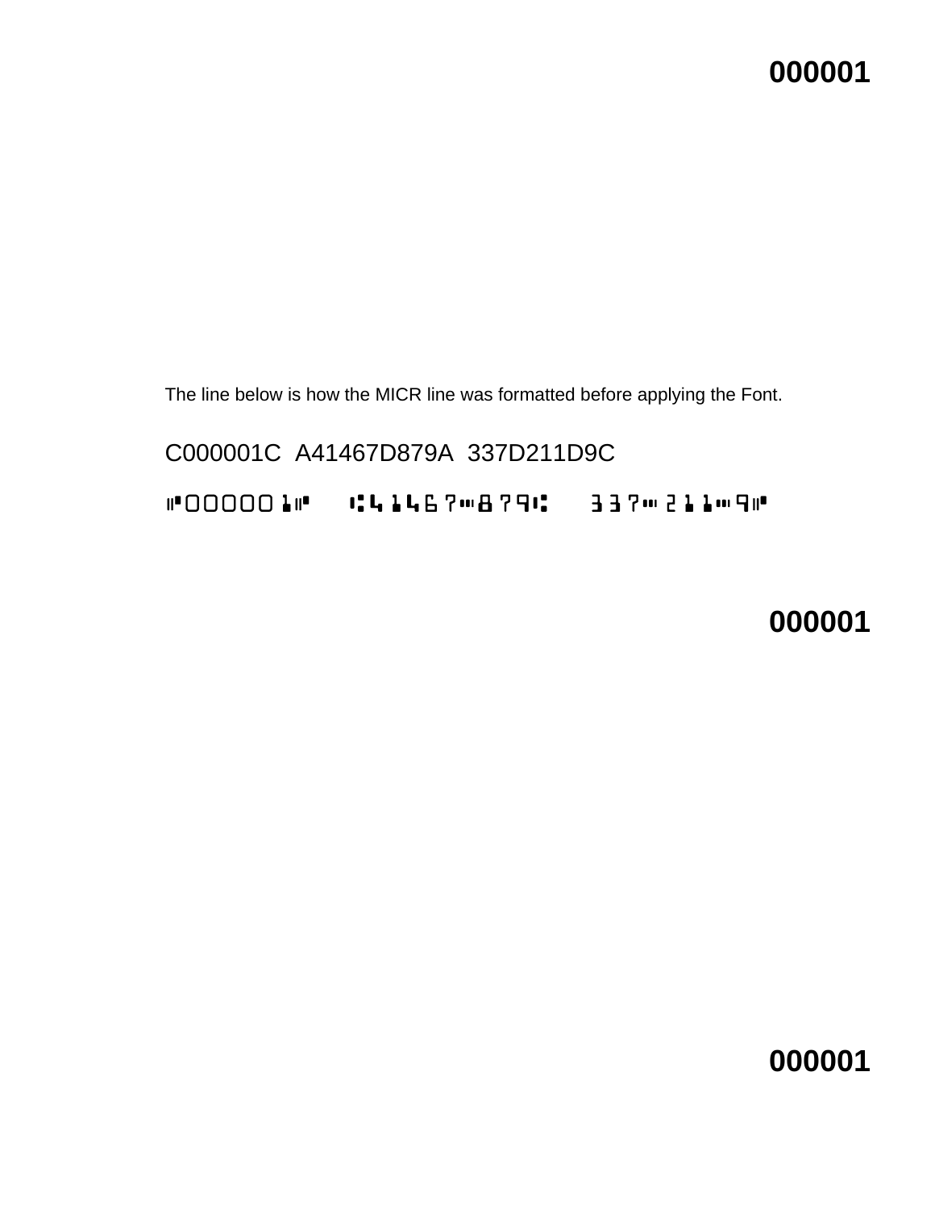**000001**

The line below is how the MICR line was formatted before applying the Font.

C000001C  A41467D879A  337D211D9C

⑈000001⑈  ⑆41467⑉879⑆  337⑉211⑉9⑈

**000001**

**000001**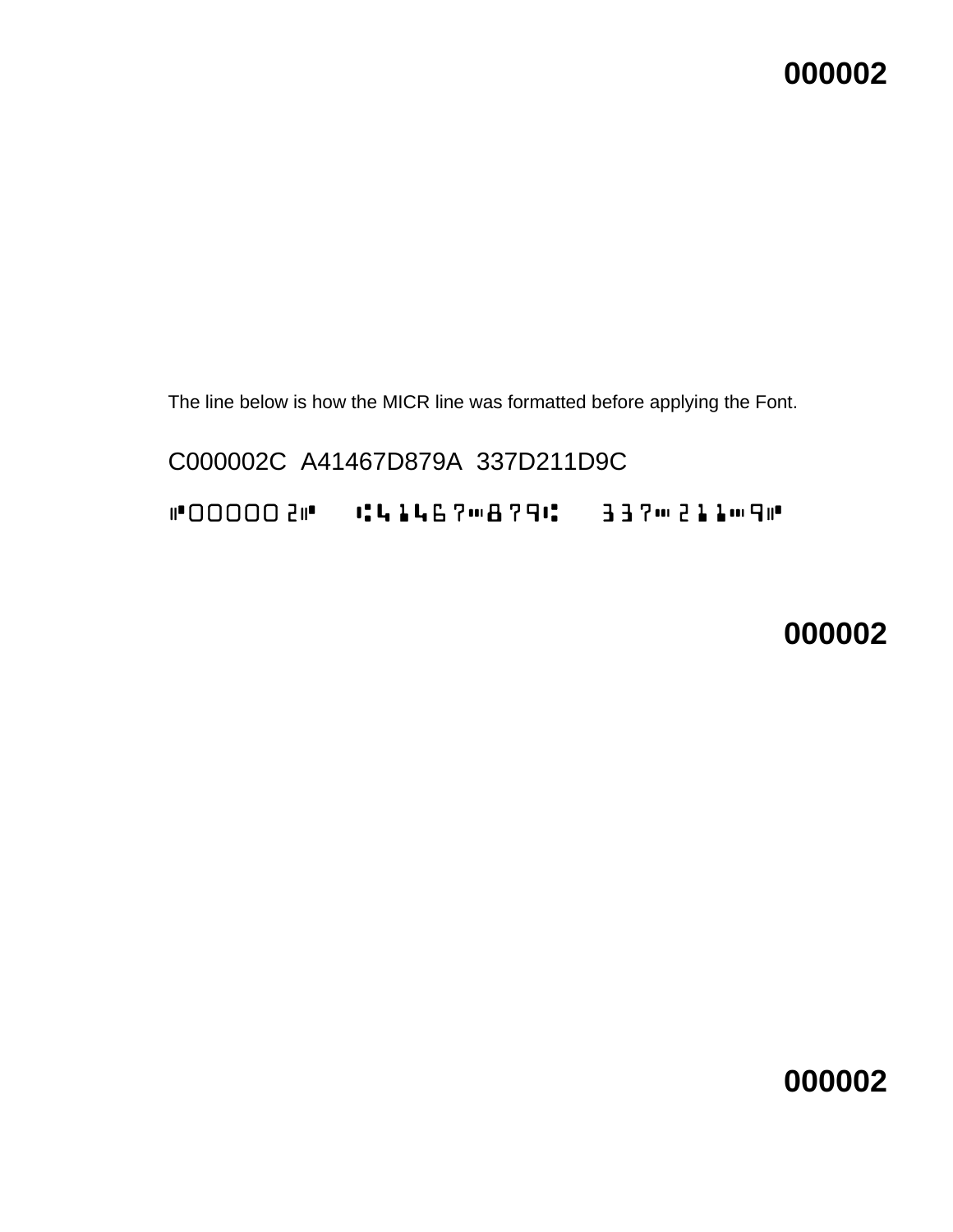**000002**

The line below is how the MICR line was formatted before applying the Font.

C000002C  A41467D879A  337D211D9C

⑈000002⑈  ⑆41467⑉879⑆  337⑉211⑉9⑈

**000002**

**000002**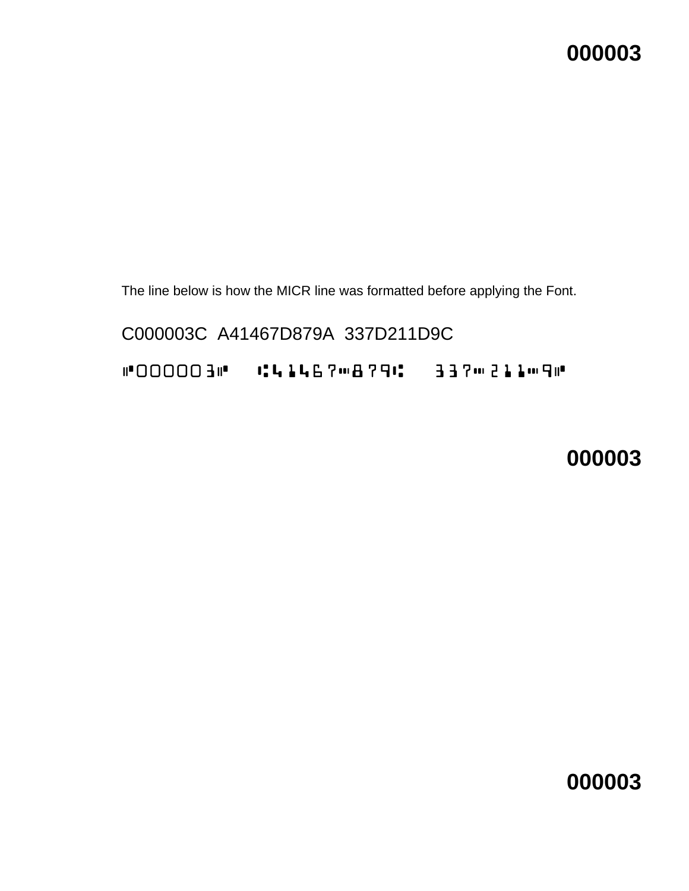000003

The line below is how the MICR line was formatted before applying the Font.

C000003C  A41467D879A  337D211D9C

⑈000003⑈ ⑆41467⑉879⑆ 337⑉211⑉9⑈

000003

000003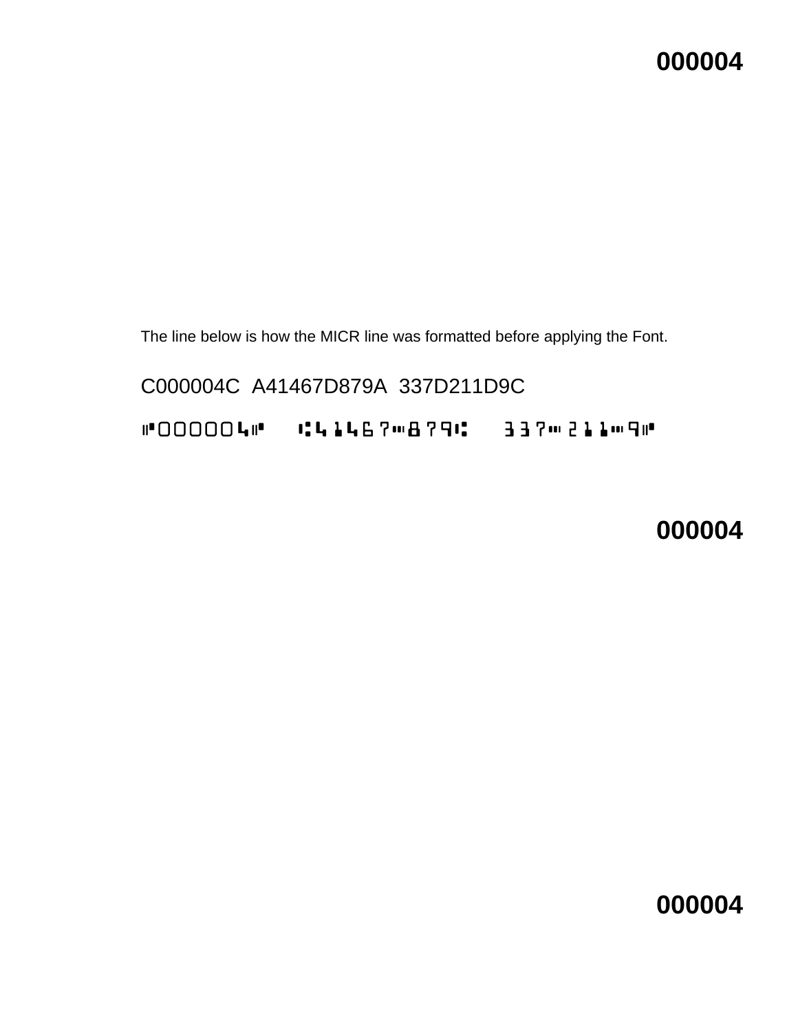**000004**

The line below is how the MICR line was formatted before applying the Font.

C000004C  A41467D879A  337D211D9C

⑈000004⑈  ⑆41467⑉879⑆  337⑉211⑉9⑈

**000004**

**000004**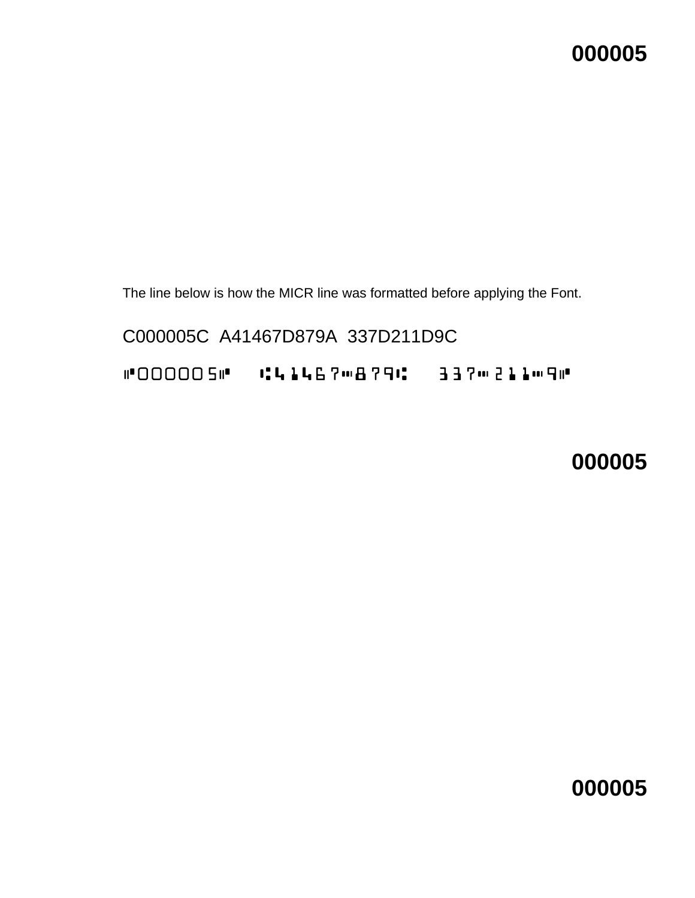**000005**

The line below is how the MICR line was formatted before applying the Font.

C000005C A41467D879A 337D211D9C

⑈000005⑈ ⑆41467⑉879⑆ 337⑉211⑉9⑈

**000005**

**000005**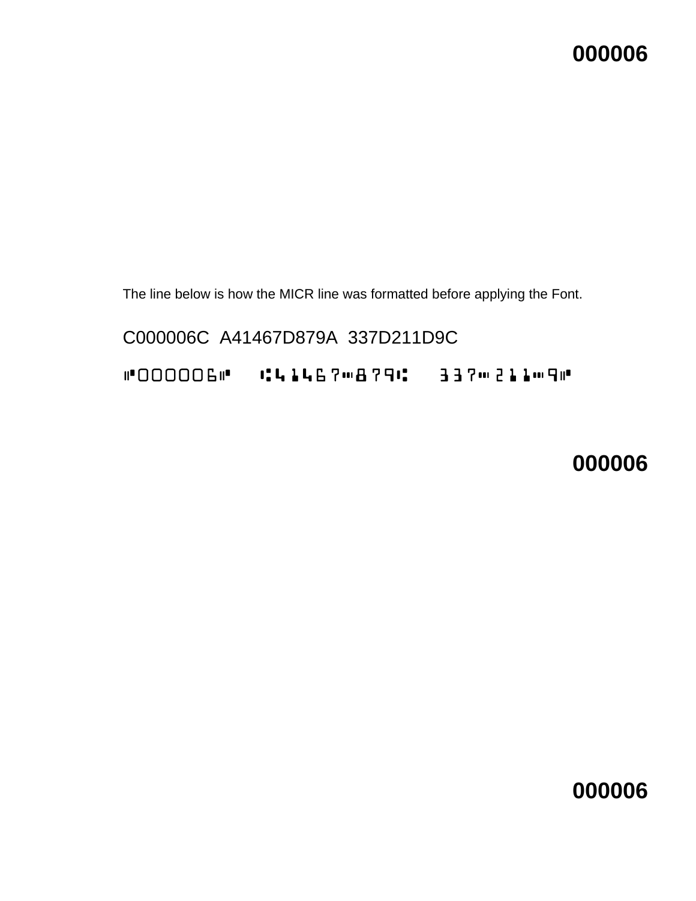**000006**

The line below is how the MICR line was formatted before applying the Font.

C000006C  A41467D879A  337D211D9C

⑈000006⑈  ⑆41467⑉879⑆  337⑉211⑉9⑈

**000006**

**000006**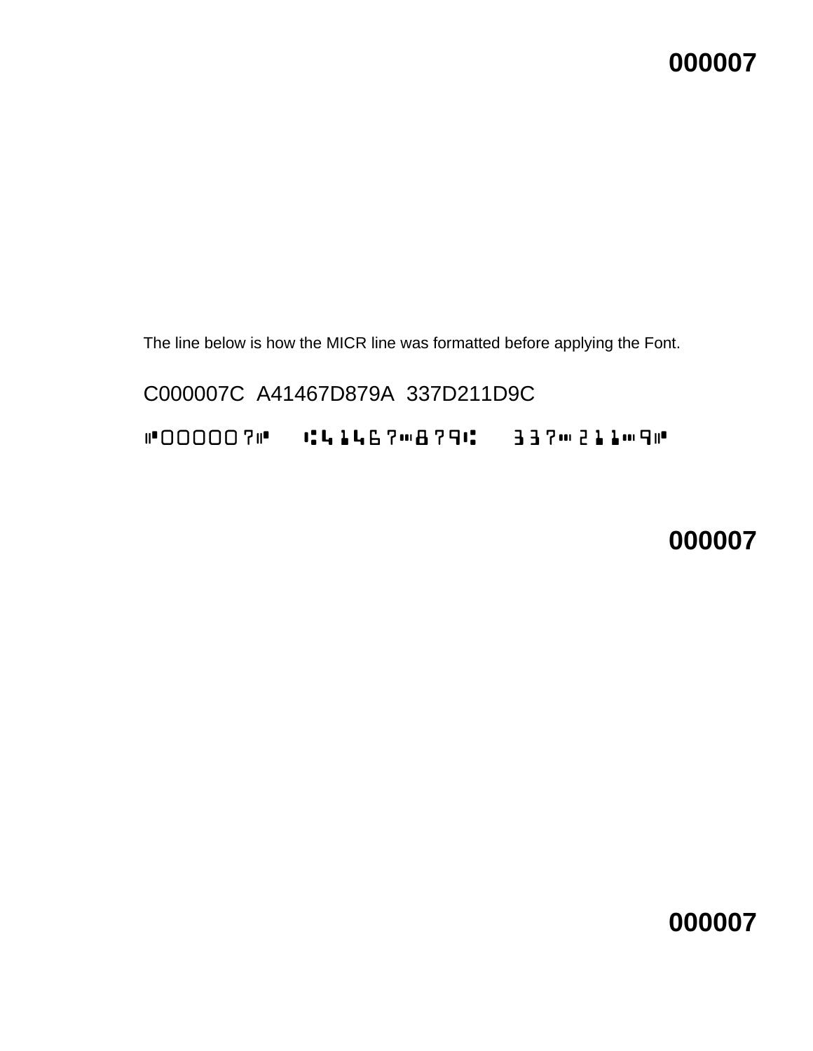000007

The line below is how the MICR line was formatted before applying the Font.

C000007C  A41467D879A  337D211D9C

⑈000007⑈  ⑆41467⑉879⑆  337⑉211⑉9⑈

000007

000007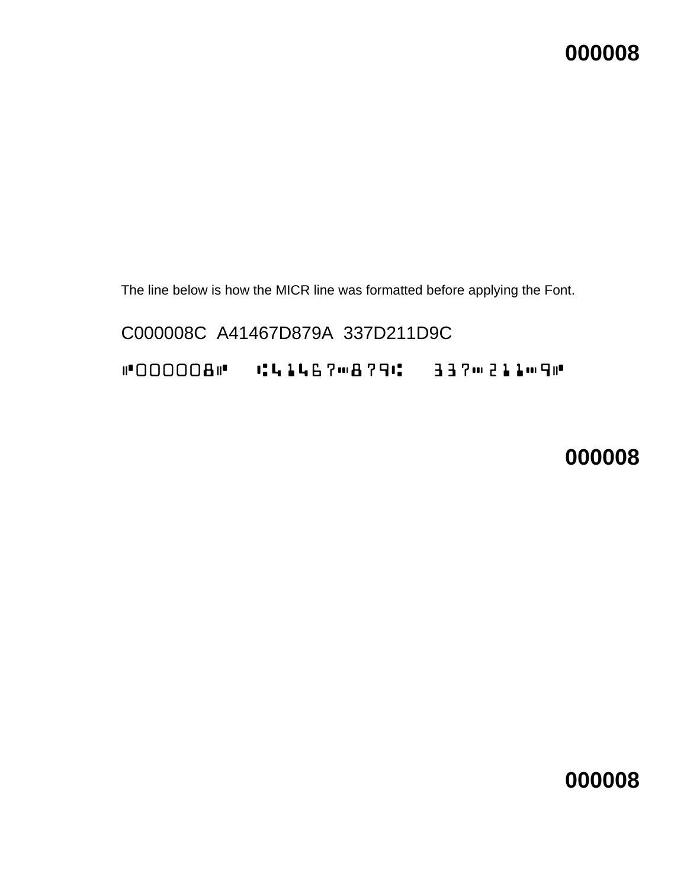**000008**

The line below is how the MICR line was formatted before applying the Font.

C000008C  A41467D879A  337D211D9C

⑈000008⑈  ⑆41467⑉879⑆  337⑉211⑉9⑈

**000008**

**000008**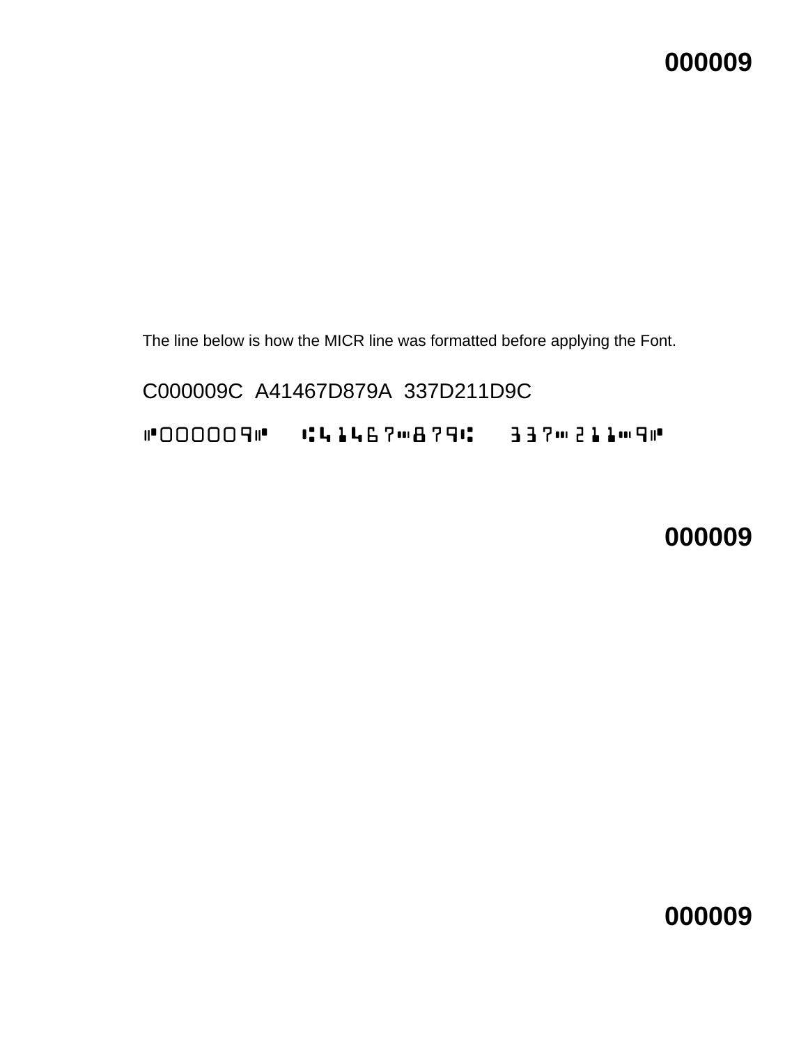**000009**

The line below is how the MICR line was formatted before applying the Font.

C000009C  A41467D879A  337D211D9C

⑈000009⑈  ⑆41467⑉879⑆  337⑉211⑉9⑈

**000009**

**000009**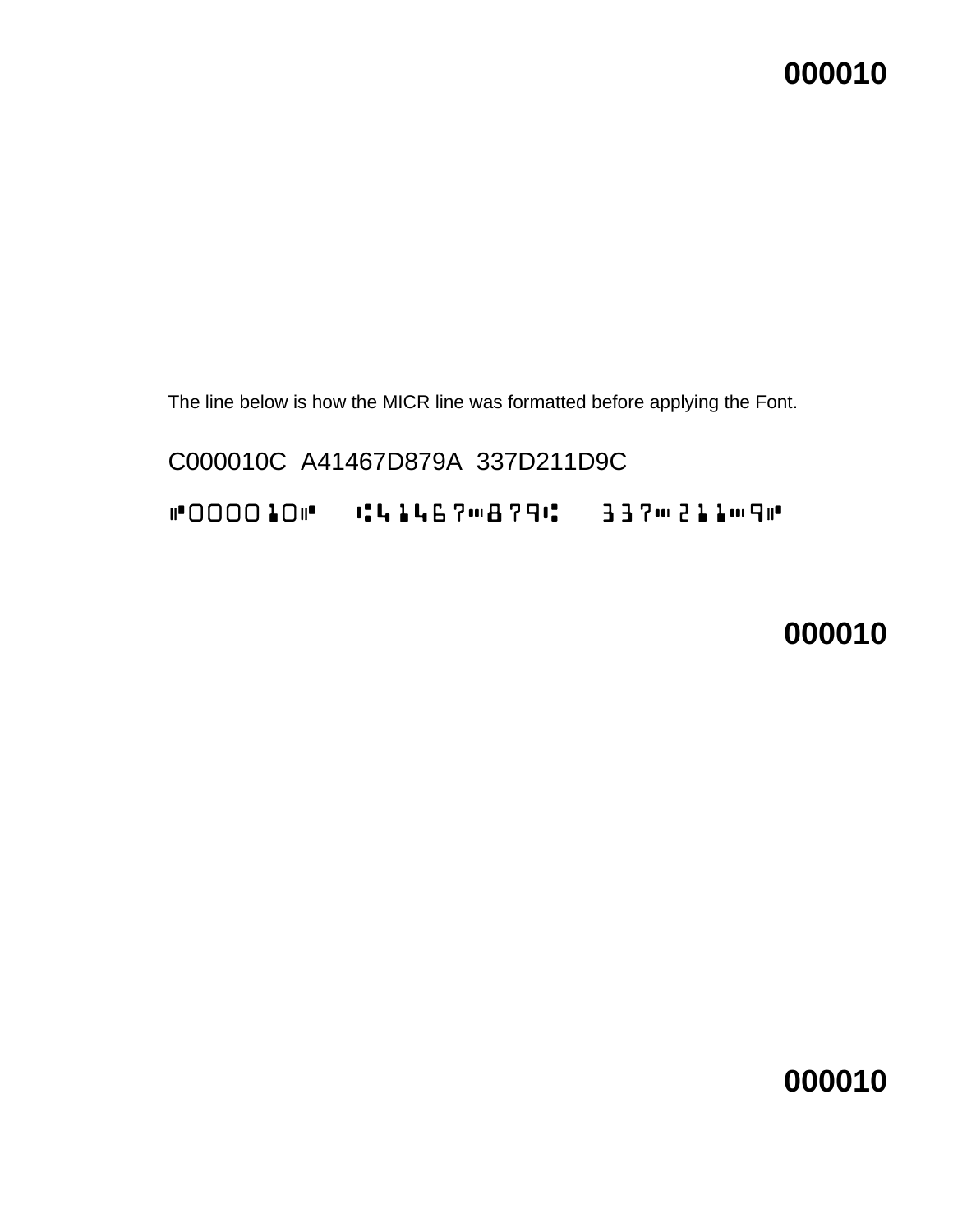**000010**

The line below is how the MICR line was formatted before applying the Font.

C000010C A41467D879A 337D211D9C

⑈000010⑈ ⑆41467⑉879⑆ 337⑉211⑉9⑈

**000010**

**000010**